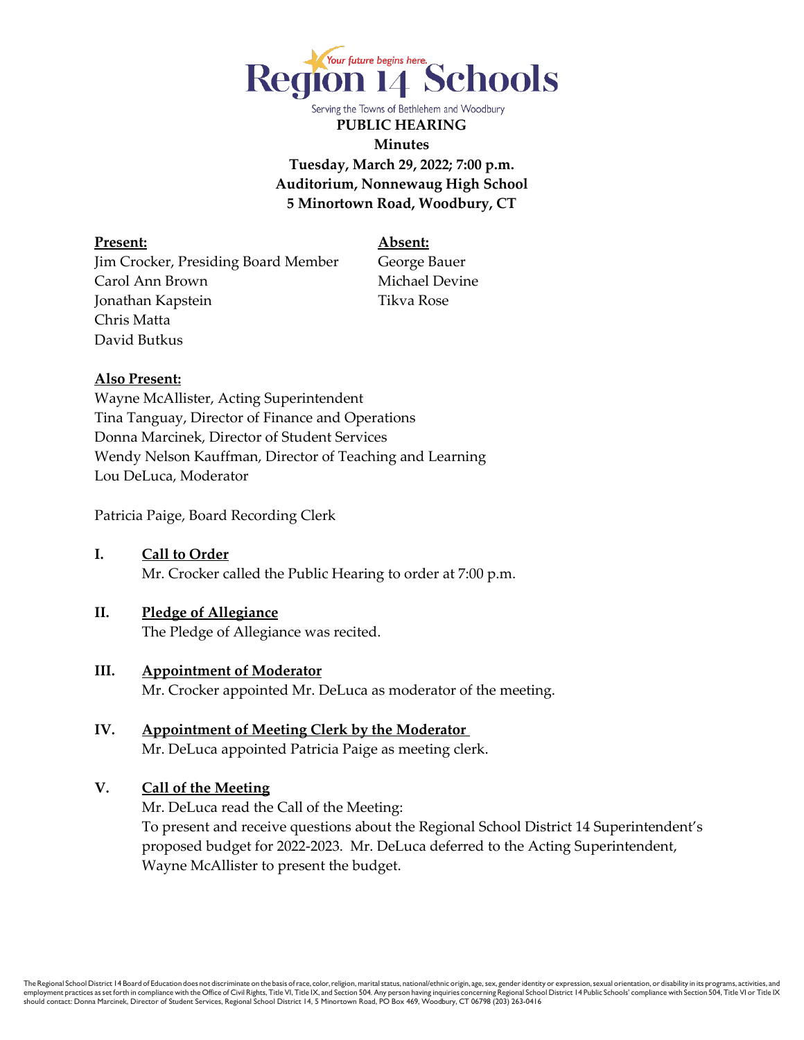Region 14 Schools

Your future begins here.

Serving the Towns of Bethlehem and Woodbury

**PUBLIC HEARING**
**Minutes**
**Tuesday, March 29, 2022; 7:00 p.m.**
**Auditorium, Nonnewaug High School**
**5 Minortown Road, Woodbury, CT**

**Present:**
Jim Crocker, Presiding Board Member
Carol Ann Brown
Jonathan Kapstein
Chris Matta
David Butkus

**Absent:**
George Bauer
Michael Devine
Tikva Rose

**Also Present:**
Wayne McAllister, Acting Superintendent
Tina Tanguay, Director of Finance and Operations
Donna Marcinek, Director of Student Services
Wendy Nelson Kauffman, Director of Teaching and Learning
Lou DeLuca, Moderator

Patricia Paige, Board Recording Clerk

**I. Call to Order**
Mr. Crocker called the Public Hearing to order at 7:00 p.m.

**II. Pledge of Allegiance**
The Pledge of Allegiance was recited.

**III. Appointment of Moderator**
Mr. Crocker appointed Mr. DeLuca as moderator of the meeting.

**IV. Appointment of Meeting Clerk by the Moderator**
Mr. DeLuca appointed Patricia Paige as meeting clerk.

**V. Call of the Meeting**
Mr. DeLuca read the Call of the Meeting:
To present and receive questions about the Regional School District 14 Superintendent's proposed budget for 2022-2023. Mr. DeLuca deferred to the Acting Superintendent, Wayne McAllister to present the budget.

The Regional School District 14 Board of Education does not discriminate on the basis of race, color, religion, marital status, national/ethnic origin, age, sex, gender identity or expression, sexual orientation, or disability in its programs, activities, and employment practices as set forth in compliance with the Office of Civil Rights, Title VI, Title IX, and Section 504. Any person having inquiries concerning Regional School District 14 Public Schools' compliance with Section 504, Title VI or Title IX should contact: Donna Marcinek, Director of Student Services, Regional School District 14, 5 Minortown Road, PO Box 469, Woodbury, CT 06798 (203) 263-0416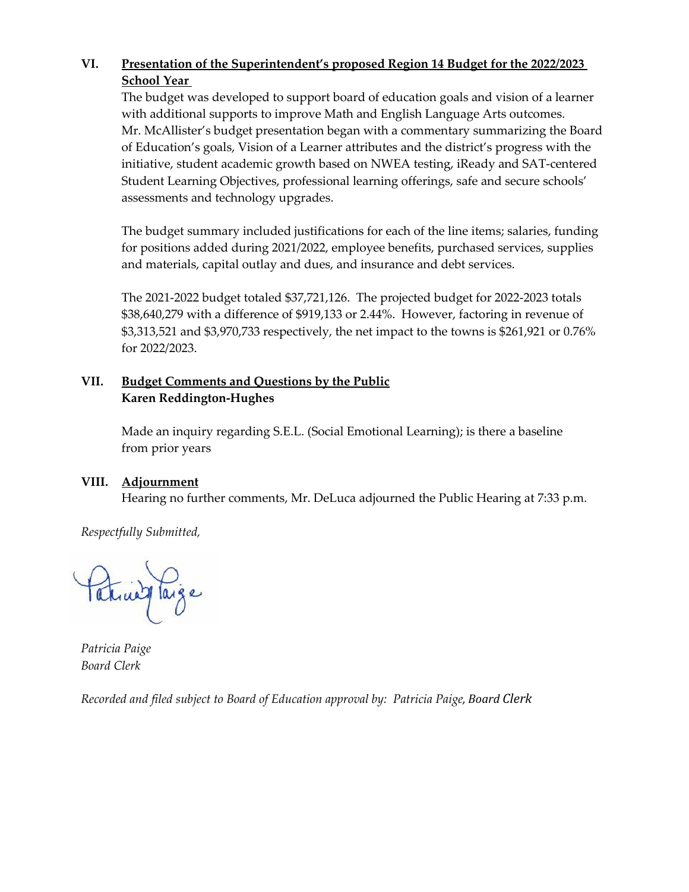## VI. Presentation of the Superintendent's proposed Region 14 Budget for the 2022/2023 School Year

The budget was developed to support board of education goals and vision of a learner with additional supports to improve Math and English Language Arts outcomes. Mr. McAllister's budget presentation began with a commentary summarizing the Board of Education's goals, Vision of a Learner attributes and the district's progress with the initiative, student academic growth based on NWEA testing, iReady and SAT-centered Student Learning Objectives, professional learning offerings, safe and secure schools' assessments and technology upgrades.

The budget summary included justifications for each of the line items; salaries, funding for positions added during 2021/2022, employee benefits, purchased services, supplies and materials, capital outlay and dues, and insurance and debt services.

The 2021-2022 budget totaled $37,721,126. The projected budget for 2022-2023 totals $38,640,279 with a difference of $919,133 or 2.44%. However, factoring in revenue of $3,313,521 and $3,970,733 respectively, the net impact to the towns is $261,921 or 0.76% for 2022/2023.

## VII. Budget Comments and Questions by the Public

**Karen Reddington-Hughes**

Made an inquiry regarding S.E.L. (Social Emotional Learning); is there a baseline from prior years

## VIII. Adjournment

Hearing no further comments, Mr. DeLuca adjourned the Public Hearing at 7:33 p.m.

*Respectfully Submitted,*

*Patricia Paige*
*Board Clerk*

*Recorded and filed subject to Board of Education approval by: Patricia Paige, Board Clerk*